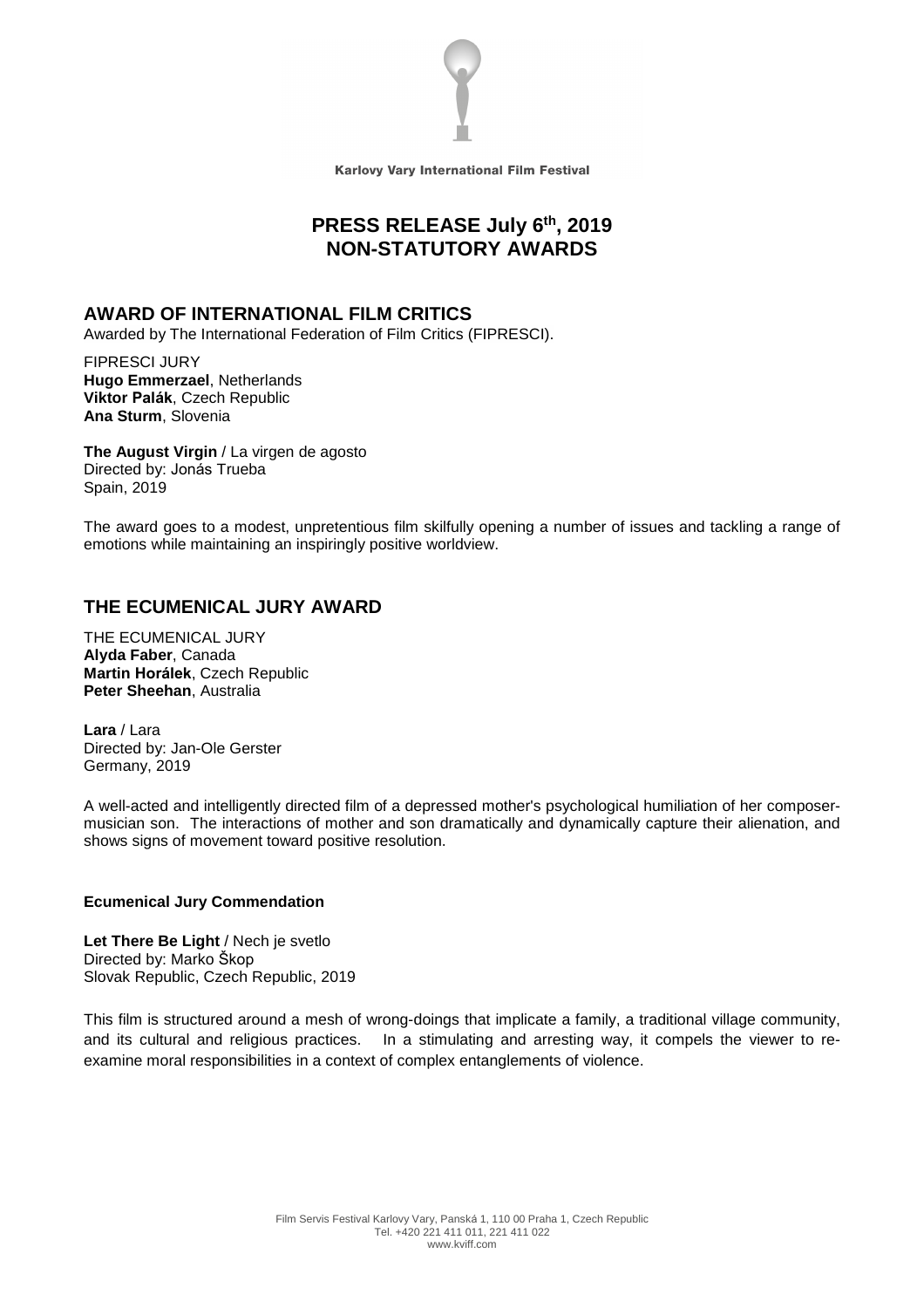Karlovy Vary International Film Festival

# PRESS RELEASE July 6th, 2019
# NON-STATUTORY AWARDS

## AWARD OF INTERNATIONAL FILM CRITICS

Awarded by The International Federation of Film Critics (FIPRESCI).

FIPRESCI JURY
**Hugo Emmerzael**, Netherlands
**Viktor Palák**, Czech Republic
**Ana Sturm**, Slovenia

**The August Virgin** / La virgen de agosto
Directed by: Jonás Trueba
Spain, 2019

The award goes to a modest, unpretentious film skilfully opening a number of issues and tackling a range of emotions while maintaining an inspiringly positive worldview.

## THE ECUMENICAL JURY AWARD

THE ECUMENICAL JURY
**Alyda Faber**, Canada
**Martin Horálek**, Czech Republic
**Peter Sheehan**, Australia

**Lara** / Lara
Directed by: Jan-Ole Gerster
Germany, 2019

A well-acted and intelligently directed film of a depressed mother's psychological humiliation of her composer-musician son. The interactions of mother and son dramatically and dynamically capture their alienation, and shows signs of movement toward positive resolution.

**Ecumenical Jury Commendation**

**Let There Be Light** / Nech je svetlo
Directed by: Marko Škop
Slovak Republic, Czech Republic, 2019

This film is structured around a mesh of wrong-doings that implicate a family, a traditional village community, and its cultural and religious practices. In a stimulating and arresting way, it compels the viewer to re-examine moral responsibilities in a context of complex entanglements of violence.

Film Servis Festival Karlovy Vary, Panská 1, 110 00 Praha 1, Czech Republic
Tel. +420 221 411 011, 221 411 022
www.kviff.com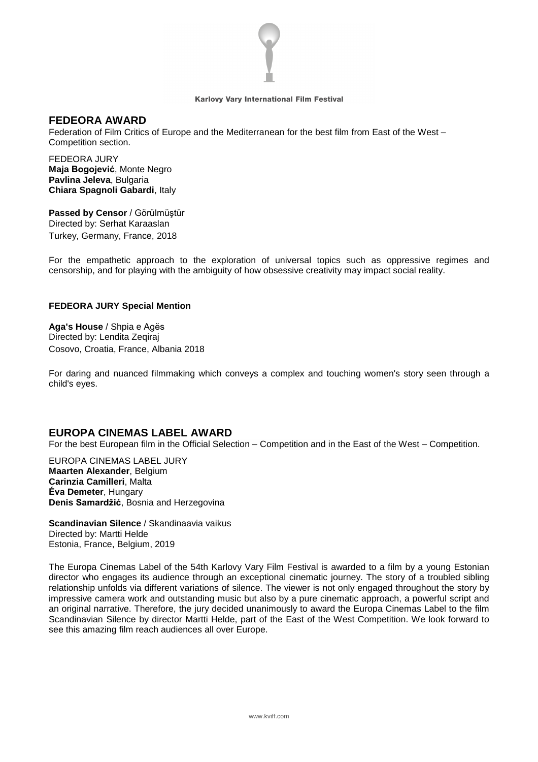## FEDEORA AWARD

Federation of Film Critics of Europe and the Mediterranean for the best film from East of the West – Competition section.

FEDEORA JURY
**Maja Bogojević**, Monte Negro
**Pavlina Jeleva**, Bulgaria
**Chiara Spagnoli Gabardi**, Italy

**Passed by Censor** / Görülmüştür
Directed by: Serhat Karaaslan
Turkey, Germany, France, 2018

For the empathetic approach to the exploration of universal topics such as oppressive regimes and censorship, and for playing with the ambiguity of how obsessive creativity may impact social reality.

**FEDEORA JURY Special Mention**

**Aga's House** / Shpia e Agës
Directed by: Lendita Zeqiraj
Cosovo, Croatia, France, Albania 2018

For daring and nuanced filmmaking which conveys a complex and touching women's story seen through a child's eyes.

## EUROPA CINEMAS LABEL AWARD

For the best European film in the Official Selection – Competition and in the East of the West – Competition.

EUROPA CINEMAS LABEL JURY
**Maarten Alexander**, Belgium
**Carinzia Camilleri**, Malta
**Éva Demeter**, Hungary
**Denis Samardžić**, Bosnia and Herzegovina

**Scandinavian Silence** / Skandinaavia vaikus
Directed by: Martti Helde
Estonia, France, Belgium, 2019

The Europa Cinemas Label of the 54th Karlovy Vary Film Festival is awarded to a film by a young Estonian director who engages its audience through an exceptional cinematic journey. The story of a troubled sibling relationship unfolds via different variations of silence. The viewer is not only engaged throughout the story by impressive camera work and outstanding music but also by a pure cinematic approach, a powerful script and an original narrative. Therefore, the jury decided unanimously to award the Europa Cinemas Label to the film Scandinavian Silence by director Martti Helde, part of the East of the West Competition. We look forward to see this amazing film reach audiences all over Europe.